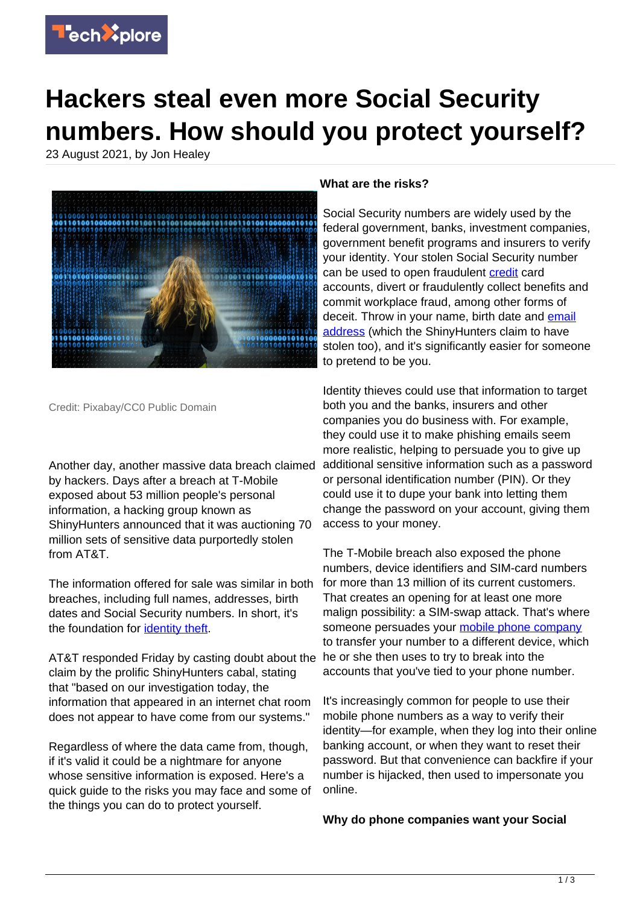# Hackers steal even more Social Security numbers. How should you protect yourself?

23 August 2021, by Jon Healey

Credit: Pixabay/CC0 Public Domain

Another day, another massive data breach claimed by hackers. Days after a breach at T-Mobile exposed about 53 million people's personal information, a hacking group known as ShinyHunters announced that it was auctioning 70 million sets of sensitive data purportedly stolen from AT&T.

The information offered for sale was similar in both breaches, including full names, addresses, birth dates and Social Security numbers. In short, it's the foundation for identity theft.

AT&T responded Friday by casting doubt about the claim by the prolific ShinyHunters cabal, stating that "based on our investigation today, the information that appeared in an internet chat room does not appear to have come from our systems."

Regardless of where the data came from, though, if it's valid it could be a nightmare for anyone whose sensitive information is exposed. Here's a quick guide to the risks you may face and some of the things you can do to protect yourself.

**What are the risks?**

Social Security numbers are widely used by the federal government, banks, investment companies, government benefit programs and insurers to verify your identity. Your stolen Social Security number can be used to open fraudulent credit card accounts, divert or fraudulently collect benefits and commit workplace fraud, among other forms of deceit. Throw in your name, birth date and email address (which the ShinyHunters claim to have stolen too), and it's significantly easier for someone to pretend to be you.

Identity thieves could use that information to target both you and the banks, insurers and other companies you do business with. For example, they could use it to make phishing emails seem more realistic, helping to persuade you to give up additional sensitive information such as a password or personal identification number (PIN). Or they could use it to dupe your bank into letting them change the password on your account, giving them access to your money.

The T-Mobile breach also exposed the phone numbers, device identifiers and SIM-card numbers for more than 13 million of its current customers. That creates an opening for at least one more malign possibility: a SIM-swap attack. That's where someone persuades your mobile phone company to transfer your number to a different device, which he or she then uses to try to break into the accounts that you've tied to your phone number.

It's increasingly common for people to use their mobile phone numbers as a way to verify their identity—for example, when they log into their online banking account, or when they want to reset their password. But that convenience can backfire if your number is hijacked, then used to impersonate you online.

**Why do phone companies want your Social**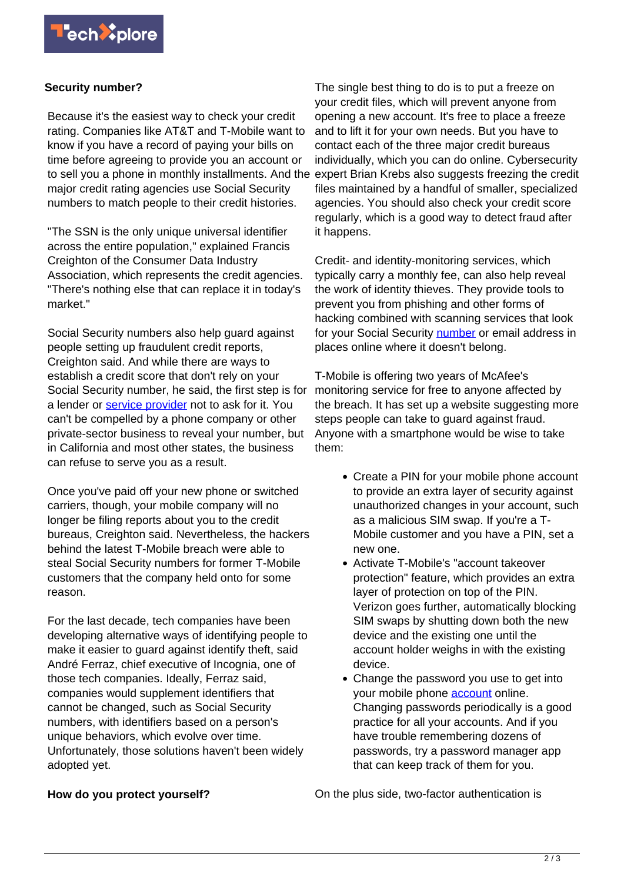**Security number?**

Because it's the easiest way to check your credit rating. Companies like AT&T and T-Mobile want to know if you have a record of paying your bills on time before agreeing to provide you an account or to sell you a phone in monthly installments. And the major credit rating agencies use Social Security numbers to match people to their credit histories.

"The SSN is the only unique universal identifier across the entire population," explained Francis Creighton of the Consumer Data Industry Association, which represents the credit agencies. "There's nothing else that can replace it in today's market."

Social Security numbers also help guard against people setting up fraudulent credit reports, Creighton said. And while there are ways to establish a credit score that don't rely on your Social Security number, he said, the first step is for a lender or service provider not to ask for it. You can't be compelled by a phone company or other private-sector business to reveal your number, but in California and most other states, the business can refuse to serve you as a result.

Once you've paid off your new phone or switched carriers, though, your mobile company will no longer be filing reports about you to the credit bureaus, Creighton said. Nevertheless, the hackers behind the latest T-Mobile breach were able to steal Social Security numbers for former T-Mobile customers that the company held onto for some reason.

For the last decade, tech companies have been developing alternative ways of identifying people to make it easier to guard against identify theft, said André Ferraz, chief executive of Incognia, one of those tech companies. Ideally, Ferraz said, companies would supplement identifiers that cannot be changed, such as Social Security numbers, with identifiers based on a person's unique behaviors, which evolve over time. Unfortunately, those solutions haven't been widely adopted yet.

**How do you protect yourself?**

The single best thing to do is to put a freeze on your credit files, which will prevent anyone from opening a new account. It's free to place a freeze and to lift it for your own needs. But you have to contact each of the three major credit bureaus individually, which you can do online. Cybersecurity expert Brian Krebs also suggests freezing the credit files maintained by a handful of smaller, specialized agencies. You should also check your credit score regularly, which is a good way to detect fraud after it happens.

Credit- and identity-monitoring services, which typically carry a monthly fee, can also help reveal the work of identity thieves. They provide tools to prevent you from phishing and other forms of hacking combined with scanning services that look for your Social Security number or email address in places online where it doesn't belong.

T-Mobile is offering two years of McAfee's monitoring service for free to anyone affected by the breach. It has set up a website suggesting more steps people can take to guard against fraud. Anyone with a smartphone would be wise to take them:

- Create a PIN for your mobile phone account to provide an extra layer of security against unauthorized changes in your account, such as a malicious SIM swap. If you're a T-Mobile customer and you have a PIN, set a new one.
- Activate T-Mobile's "account takeover protection" feature, which provides an extra layer of protection on top of the PIN. Verizon goes further, automatically blocking SIM swaps by shutting down both the new device and the existing one until the account holder weighs in with the existing device.
- Change the password you use to get into your mobile phone account online. Changing passwords periodically is a good practice for all your accounts. And if you have trouble remembering dozens of passwords, try a password manager app that can keep track of them for you.

On the plus side, two-factor authentication is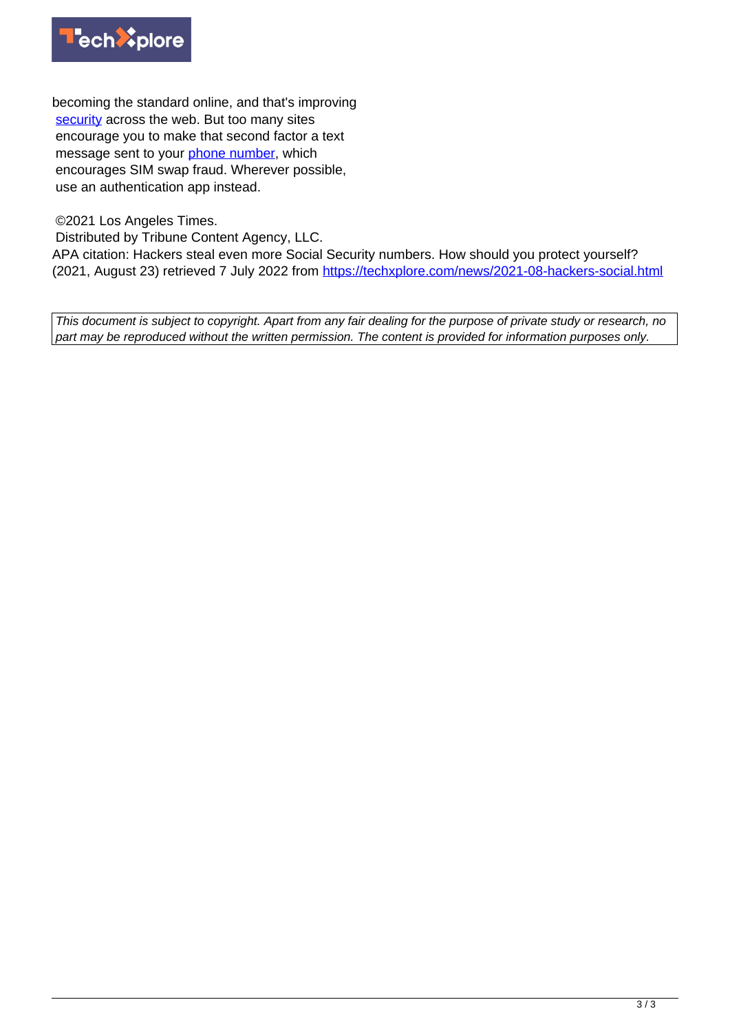becoming the standard online, and that's improving security across the web. But too many sites encourage you to make that second factor a text message sent to your phone number, which encourages SIM swap fraud. Wherever possible, use an authentication app instead.

©2021 Los Angeles Times.
Distributed by Tribune Content Agency, LLC.

APA citation: Hackers steal even more Social Security numbers. How should you protect yourself? (2021, August 23) retrieved 7 July 2022 from https://techxplore.com/news/2021-08-hackers-social.html

*This document is subject to copyright. Apart from any fair dealing for the purpose of private study or research, no part may be reproduced without the written permission. The content is provided for information purposes only.*